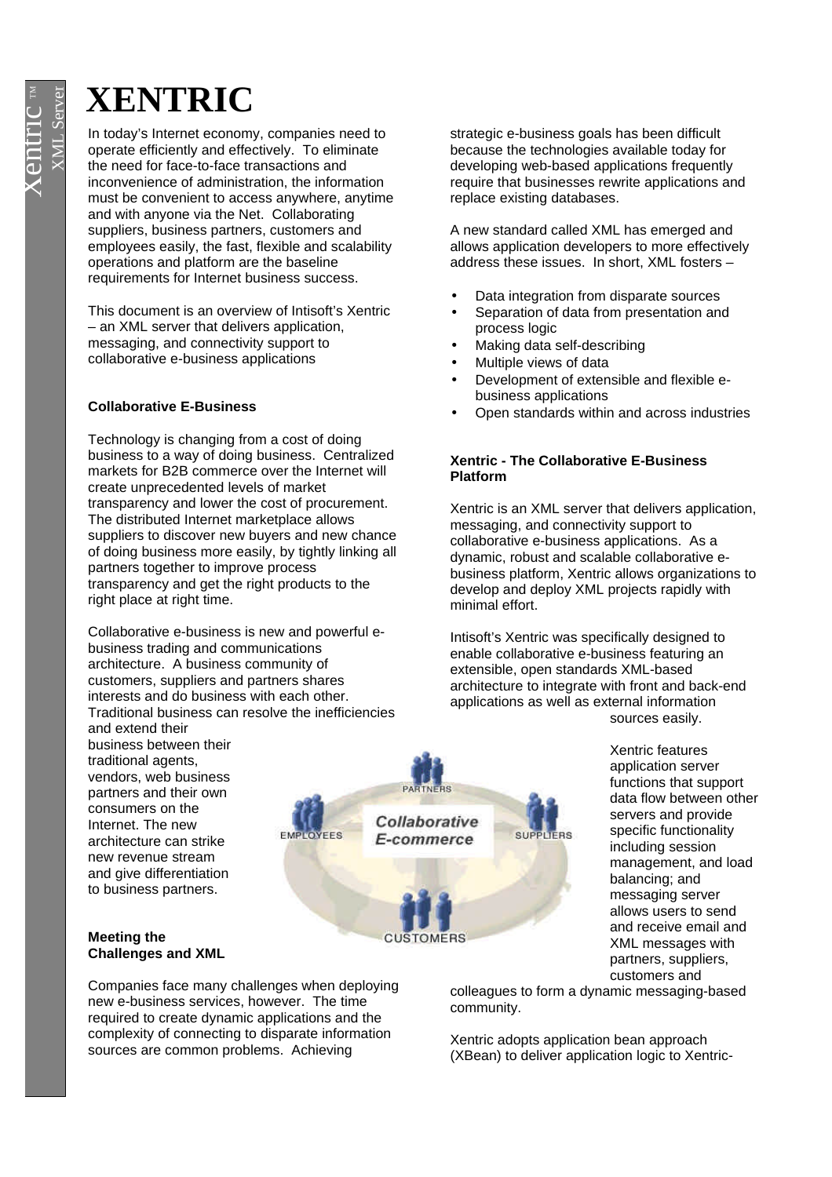# XENTRIC

In today's Internet economy, companies need to operate efficiently and effectively. To eliminate the need for face-to-face transactions and inconvenience of administration, the information must be convenient to access anywhere, anytime and with anyone via the Net. Collaborating suppliers, business partners, customers and employees easily, the fast, flexible and scalability operations and platform are the baseline requirements for Internet business success.

This document is an overview of Intisoft's Xentric – an XML server that delivers application, messaging, and connectivity support to collaborative e-business applications

### Collaborative E-Business

Technology is changing from a cost of doing business to a way of doing business. Centralized markets for B2B commerce over the Internet will create unprecedented levels of market transparency and lower the cost of procurement. The distributed Internet marketplace allows suppliers to discover new buyers and new chance of doing business more easily, by tightly linking all partners together to improve process transparency and get the right products to the right place at right time.

Collaborative e-business is new and powerful e-business trading and communications architecture. A business community of customers, suppliers and partners shares interests and do business with each other. Traditional business can resolve the inefficiencies and extend their business between their traditional agents, vendors, web business partners and their own consumers on the Internet. The new architecture can strike new revenue stream and give differentiation to business partners.

### Meeting the Challenges and XML

Companies face many challenges when deploying new e-business services, however. The time required to create dynamic applications and the complexity of connecting to disparate information sources are common problems. Achieving strategic e-business goals has been difficult because the technologies available today for developing web-based applications frequently require that businesses rewrite applications and replace existing databases.

A new standard called XML has emerged and allows application developers to more effectively address these issues. In short, XML fosters –

- Data integration from disparate sources
- Separation of data from presentation and process logic
- Making data self-describing
- Multiple views of data
- Development of extensible and flexible e-business applications
- Open standards within and across industries

### Xentric - The Collaborative E-Business Platform

Xentric is an XML server that delivers application, messaging, and connectivity support to collaborative e-business applications. As a dynamic, robust and scalable collaborative e-business platform, Xentric allows organizations to develop and deploy XML projects rapidly with minimal effort.

Intisoft's Xentric was specifically designed to enable collaborative e-business featuring an extensible, open standards XML-based architecture to integrate with front and back-end applications as well as external information sources easily.

Xentric features application server functions that support data flow between other servers and provide specific functionality including session management, and load balancing; and messaging server allows users to send and receive email and XML messages with partners, suppliers, customers and colleagues to form a dynamic messaging-based community.

Xentric adopts application bean approach (XBean) to deliver application logic to Xentric-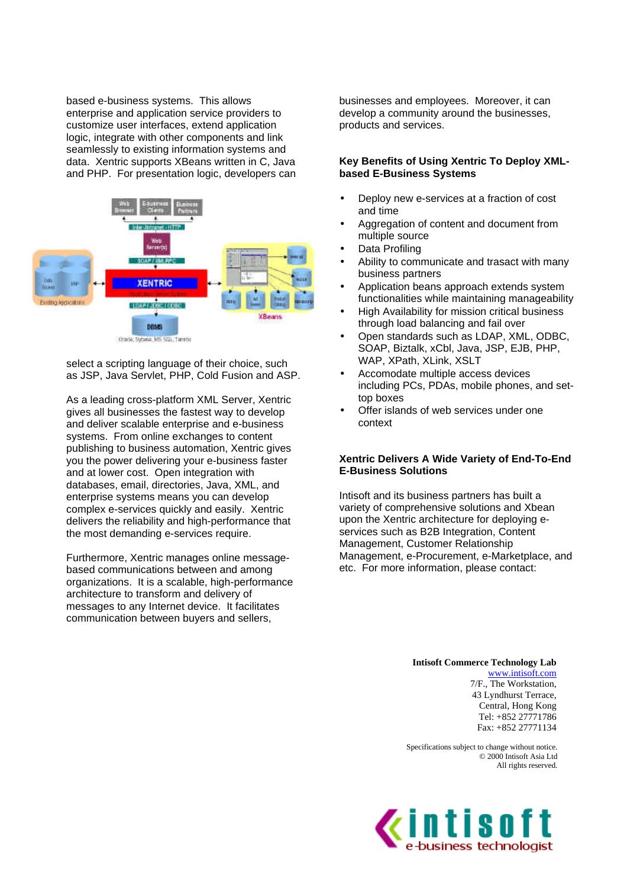based e-business systems. This allows enterprise and application service providers to customize user interfaces, extend application logic, integrate with other components and link seamlessly to existing information systems and data. Xentric supports XBeans written in C, Java and PHP. For presentation logic, developers can select a scripting language of their choice, such as JSP, Java Servlet, PHP, Cold Fusion and ASP.

As a leading cross-platform XML Server, Xentric gives all businesses the fastest way to develop and deliver scalable enterprise and e-business systems. From online exchanges to content publishing to business automation, Xentric gives you the power delivering your e-business faster and at lower cost. Open integration with databases, email, directories, Java, XML, and enterprise systems means you can develop complex e-services quickly and easily. Xentric delivers the reliability and high-performance that the most demanding e-services require.

Furthermore, Xentric manages online message-based communications between and among organizations. It is a scalable, high-performance architecture to transform and delivery of messages to any Internet device. It facilitates communication between buyers and sellers, businesses and employees. Moreover, it can develop a community around the businesses, products and services.

## Key Benefits of Using Xentric To Deploy XML-based E-Business Systems

- Deploy new e-services at a fraction of cost and time
- Aggregation of content and document from multiple source
- Data Profiling
- Ability to communicate and trasact with many business partners
- Application beans approach extends system functionalities while maintaining manageability
- High Availability for mission critical business through load balancing and fail over
- Open standards such as LDAP, XML, ODBC, SOAP, Biztalk, xCbl, Java, JSP, EJB, PHP, WAP, XPath, XLink, XSLT
- Accomodate multiple access devices including PCs, PDAs, mobile phones, and set-top boxes
- Offer islands of web services under one context

## Xentric Delivers A Wide Variety of End-To-End E-Business Solutions

Intisoft and its business partners has built a variety of comprehensive solutions and Xbean upon the Xentric architecture for deploying e-services such as B2B Integration, Content Management, Customer Relationship Management, e-Procurement, e-Marketplace, and etc. For more information, please contact:

**Intisoft Commerce Technology Lab**
www.intisoft.com
7/F., The Workstation,
43 Lyndhurst Terrace,
Central, Hong Kong
Tel: +852 27771786
Fax: +852 27771134

Specifications subject to change without notice.
© 2000 Intisoft Asia Ltd
All rights reserved.

intisoft
e-business technologist